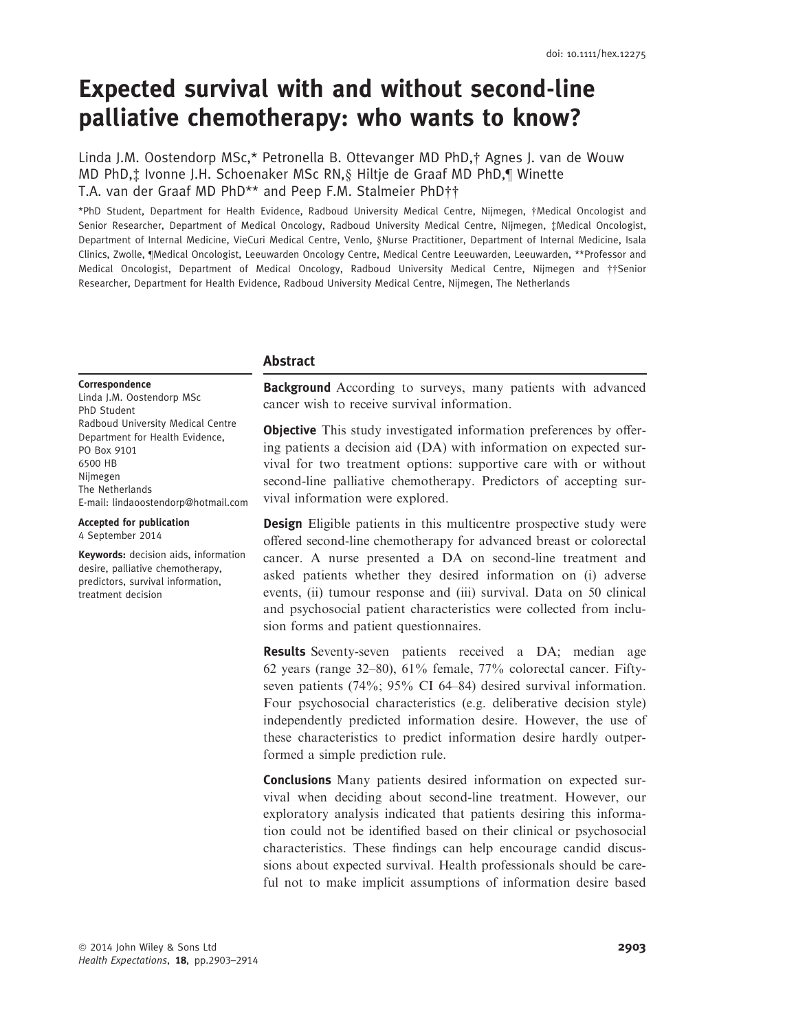doi: 10.1111/hex.12275

# Expected survival with and without second-line palliative chemotherapy: who wants to know?

Linda J.M. Oostendorp MSc,* Petronella B. Ottevanger MD PhD,† Agnes J. van de Wouw MD PhD,‡ Ivonne J.H. Schoenaker MSc RN,§ Hiltje de Graaf MD PhD,¶ Winette T.A. van der Graaf MD PhD** and Peep F.M. Stalmeier PhD††

*PhD Student, Department for Health Evidence, Radboud University Medical Centre, Nijmegen, †Medical Oncologist and Senior Researcher, Department of Medical Oncology, Radboud University Medical Centre, Nijmegen, ‡Medical Oncologist, Department of Internal Medicine, VieCuri Medical Centre, Venlo, §Nurse Practitioner, Department of Internal Medicine, Isala Clinics, Zwolle, ¶Medical Oncologist, Leeuwarden Oncology Centre, Medical Centre Leeuwarden, Leeuwarden, **Professor and Medical Oncologist, Department of Medical Oncology, Radboud University Medical Centre, Nijmegen and ††Senior Researcher, Department for Health Evidence, Radboud University Medical Centre, Nijmegen, The Netherlands

**Correspondence**
Linda J.M. Oostendorp MSc
PhD Student
Radboud University Medical Centre
Department for Health Evidence,
PO Box 9101
6500 HB
Nijmegen
The Netherlands
E-mail: lindaoostendorp@hotmail.com

**Accepted for publication**
4 September 2014

**Keywords:** decision aids, information desire, palliative chemotherapy, predictors, survival information, treatment decision

## Abstract

**Background** According to surveys, many patients with advanced cancer wish to receive survival information.

**Objective** This study investigated information preferences by offering patients a decision aid (DA) with information on expected survival for two treatment options: supportive care with or without second-line palliative chemotherapy. Predictors of accepting survival information were explored.

**Design** Eligible patients in this multicentre prospective study were offered second-line chemotherapy for advanced breast or colorectal cancer. A nurse presented a DA on second-line treatment and asked patients whether they desired information on (i) adverse events, (ii) tumour response and (iii) survival. Data on 50 clinical and psychosocial patient characteristics were collected from inclusion forms and patient questionnaires.

**Results** Seventy-seven patients received a DA; median age 62 years (range 32–80), 61% female, 77% colorectal cancer. Fifty-seven patients (74%; 95% CI 64–84) desired survival information. Four psychosocial characteristics (e.g. deliberative decision style) independently predicted information desire. However, the use of these characteristics to predict information desire hardly outperformed a simple prediction rule.

**Conclusions** Many patients desired information on expected survival when deciding about second-line treatment. However, our exploratory analysis indicated that patients desiring this information could not be identified based on their clinical or psychosocial characteristics. These findings can help encourage candid discussions about expected survival. Health professionals should be careful not to make implicit assumptions of information desire based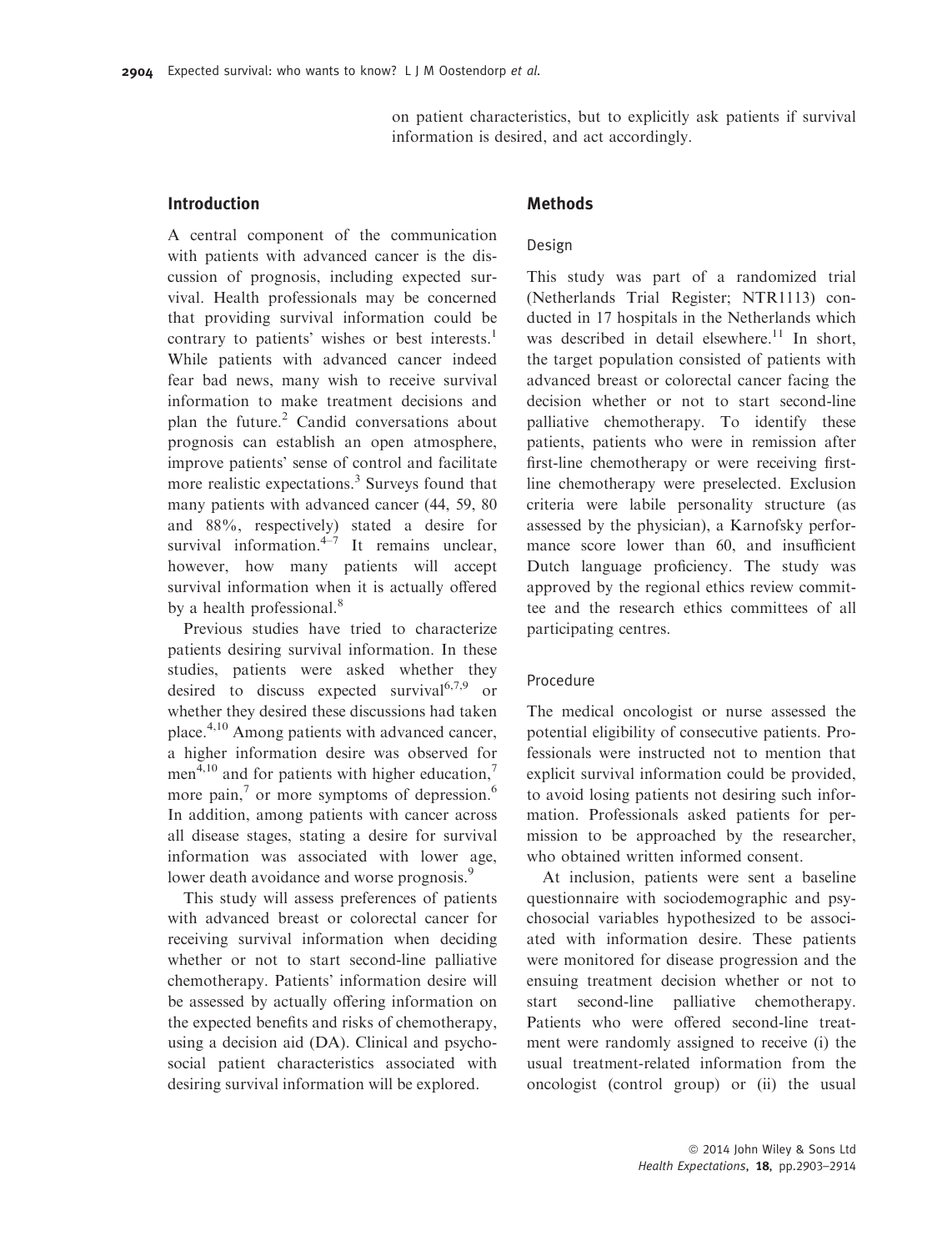on patient characteristics, but to explicitly ask patients if survival information is desired, and act accordingly.

## Introduction

A central component of the communication with patients with advanced cancer is the discussion of prognosis, including expected survival. Health professionals may be concerned that providing survival information could be contrary to patients' wishes or best interests.[1] While patients with advanced cancer indeed fear bad news, many wish to receive survival information to make treatment decisions and plan the future.[2] Candid conversations about prognosis can establish an open atmosphere, improve patients' sense of control and facilitate more realistic expectations.[3] Surveys found that many patients with advanced cancer (44, 59, 80 and 88%, respectively) stated a desire for survival information.[4–7] It remains unclear, however, how many patients will accept survival information when it is actually offered by a health professional.[8]

Previous studies have tried to characterize patients desiring survival information. In these studies, patients were asked whether they desired to discuss expected survival[6,7,9] or whether they desired these discussions had taken place.[4,10] Among patients with advanced cancer, a higher information desire was observed for men[4,10] and for patients with higher education,[7] more pain,[7] or more symptoms of depression.[6] In addition, among patients with cancer across all disease stages, stating a desire for survival information was associated with lower age, lower death avoidance and worse prognosis.[9]

This study will assess preferences of patients with advanced breast or colorectal cancer for receiving survival information when deciding whether or not to start second-line palliative chemotherapy. Patients' information desire will be assessed by actually offering information on the expected benefits and risks of chemotherapy, using a decision aid (DA). Clinical and psychosocial patient characteristics associated with desiring survival information will be explored.

## Methods

### Design

This study was part of a randomized trial (Netherlands Trial Register; NTR1113) conducted in 17 hospitals in the Netherlands which was described in detail elsewhere.[11] In short, the target population consisted of patients with advanced breast or colorectal cancer facing the decision whether or not to start second-line palliative chemotherapy. To identify these patients, patients who were in remission after first-line chemotherapy or were receiving first-line chemotherapy were preselected. Exclusion criteria were labile personality structure (as assessed by the physician), a Karnofsky performance score lower than 60, and insufficient Dutch language proficiency. The study was approved by the regional ethics review committee and the research ethics committees of all participating centres.

### Procedure

The medical oncologist or nurse assessed the potential eligibility of consecutive patients. Professionals were instructed not to mention that explicit survival information could be provided, to avoid losing patients not desiring such information. Professionals asked patients for permission to be approached by the researcher, who obtained written informed consent.

At inclusion, patients were sent a baseline questionnaire with sociodemographic and psychosocial variables hypothesized to be associated with information desire. These patients were monitored for disease progression and the ensuing treatment decision whether or not to start second-line palliative chemotherapy. Patients who were offered second-line treatment were randomly assigned to receive (i) the usual treatment-related information from the oncologist (control group) or (ii) the usual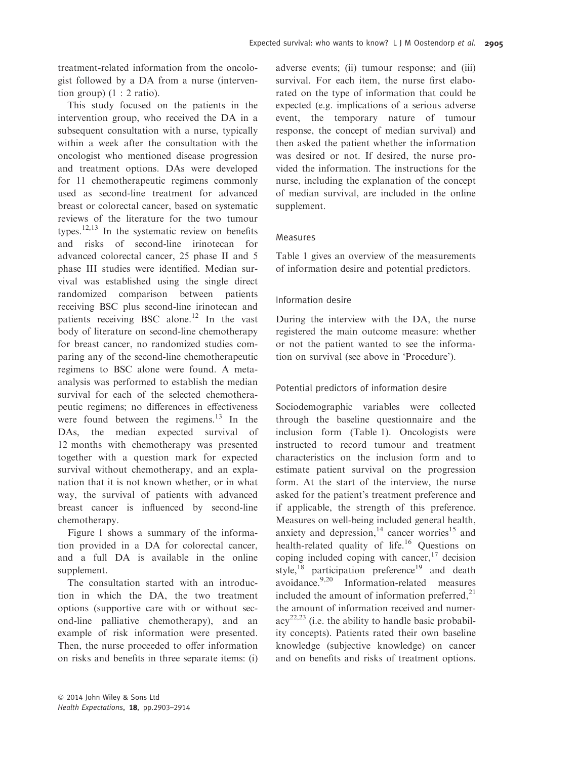treatment-related information from the oncologist followed by a DA from a nurse (intervention group) (1 : 2 ratio).

This study focused on the patients in the intervention group, who received the DA in a subsequent consultation with a nurse, typically within a week after the consultation with the oncologist who mentioned disease progression and treatment options. DAs were developed for 11 chemotherapeutic regimens commonly used as second-line treatment for advanced breast or colorectal cancer, based on systematic reviews of the literature for the two tumour types.[12,13] In the systematic review on benefits and risks of second-line irinotecan for advanced colorectal cancer, 25 phase II and 5 phase III studies were identified. Median survival was established using the single direct randomized comparison between patients receiving BSC plus second-line irinotecan and patients receiving BSC alone.[12] In the vast body of literature on second-line chemotherapy for breast cancer, no randomized studies comparing any of the second-line chemotherapeutic regimens to BSC alone were found. A meta-analysis was performed to establish the median survival for each of the selected chemotherapeutic regimens; no differences in effectiveness were found between the regimens.[13] In the DAs, the median expected survival of 12 months with chemotherapy was presented together with a question mark for expected survival without chemotherapy, and an explanation that it is not known whether, or in what way, the survival of patients with advanced breast cancer is influenced by second-line chemotherapy.

Figure 1 shows a summary of the information provided in a DA for colorectal cancer, and a full DA is available in the online supplement.

The consultation started with an introduction in which the DA, the two treatment options (supportive care with or without second-line palliative chemotherapy), and an example of risk information were presented. Then, the nurse proceeded to offer information on risks and benefits in three separate items: (i) adverse events; (ii) tumour response; and (iii) survival. For each item, the nurse first elaborated on the type of information that could be expected (e.g. implications of a serious adverse event, the temporary nature of tumour response, the concept of median survival) and then asked the patient whether the information was desired or not. If desired, the nurse provided the information. The instructions for the nurse, including the explanation of the concept of median survival, are included in the online supplement.

## Measures

Table 1 gives an overview of the measurements of information desire and potential predictors.

### Information desire

During the interview with the DA, the nurse registered the main outcome measure: whether or not the patient wanted to see the information on survival (see above in 'Procedure').

### Potential predictors of information desire

Sociodemographic variables were collected through the baseline questionnaire and the inclusion form (Table 1). Oncologists were instructed to record tumour and treatment characteristics on the inclusion form and to estimate patient survival on the progression form. At the start of the interview, the nurse asked for the patient's treatment preference and if applicable, the strength of this preference. Measures on well-being included general health, anxiety and depression,[14] cancer worries[15] and health-related quality of life.[16] Questions on coping included coping with cancer,[17] decision style,[18] participation preference[19] and death avoidance.[9,20] Information-related measures included the amount of information preferred,[21] the amount of information received and numeracy[22,23] (i.e. the ability to handle basic probability concepts). Patients rated their own baseline knowledge (subjective knowledge) on cancer and on benefits and risks of treatment options.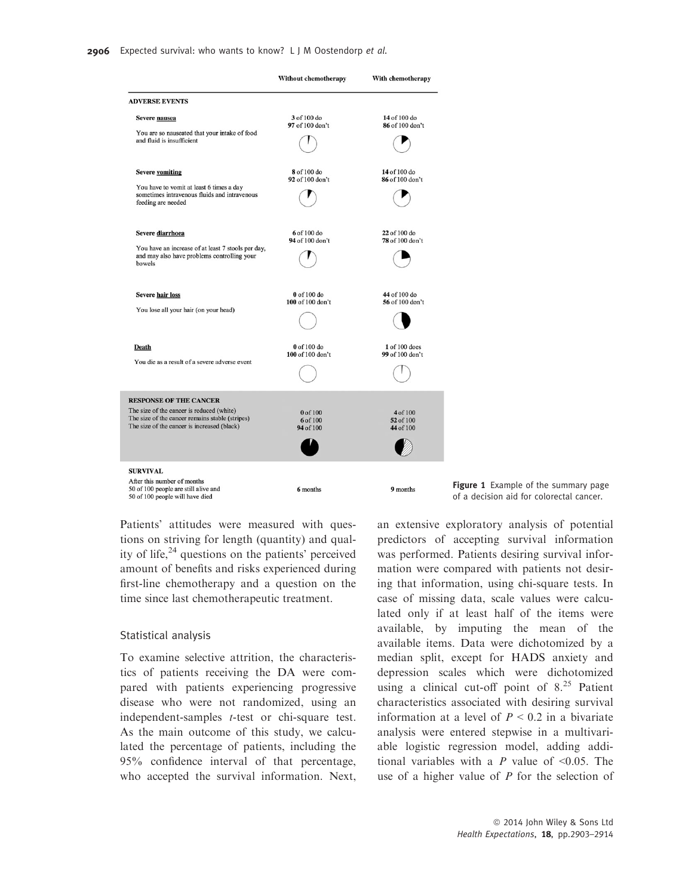| | Without chemotherapy | With chemotherapy |
|---|---|---|
| **ADVERSE EVENTS** | | |
| **Severe nausea** You are so nauseated that your intake of food and fluid is insufficient | **3** of 100 do **97** of 100 don't | **14** of 100 do **86** of 100 don't |
| **Severe vomiting** You have to vomit at least 6 times a day sometimes intravenous fluids and intravenous feeding are needed | **8** of 100 do **92** of 100 don't | **14** of 100 do **86** of 100 don't |
| **Severe diarrhoea** You have an increase of at least 7 stools per day, and may also have problems controlling your bowels | **6** of 100 do **94** of 100 don't | **22** of 100 do **78** of 100 don't |
| **Severe hair loss** You lose all your hair (on your head) | **0** of 100 do **100** of 100 don't | **44** of 100 do **56** of 100 don't |
| **Death** You die as a result of a severe adverse event | **0** of 100 do **100** of 100 don't | **1** of 100 does **99** of 100 don't |
| **RESPONSE OF THE CANCER** | | |
| The size of the cancer is reduced (white) | **0** of 100 | **4** of 100 |
| The size of the cancer remains stable (stripes) | **6** of 100 | **52** of 100 |
| The size of the cancer is increased (black) | **94** of 100 | **44** of 100 |
| **SURVIVAL** | | |
| After this number of months 50 of 100 people are still alive and 50 of 100 people will have died | **6** months | **9** months |

**Figure 1** Example of the summary page of a decision aid for colorectal cancer.

Patients' attitudes were measured with questions on striving for length (quantity) and quality of life,[24] questions on the patients' perceived amount of benefits and risks experienced during first-line chemotherapy and a question on the time since last chemotherapeutic treatment.

## Statistical analysis

To examine selective attrition, the characteristics of patients receiving the DA were compared with patients experiencing progressive disease who were not randomized, using an independent-samples *t*-test or chi-square test. As the main outcome of this study, we calculated the percentage of patients, including the 95% confidence interval of that percentage, who accepted the survival information. Next, an extensive exploratory analysis of potential predictors of accepting survival information was performed. Patients desiring survival information were compared with patients not desiring that information, using chi-square tests. In case of missing data, scale values were calculated only if at least half of the items were available, by imputing the mean of the available items. Data were dichotomized by a median split, except for HADS anxiety and depression scales which were dichotomized using a clinical cut-off point of 8.[25] Patient characteristics associated with desiring survival information at a level of $P < 0.2$ in a bivariate analysis were entered stepwise in a multivariable logistic regression model, adding additional variables with a $P$ value of $<0.05$. The use of a higher value of $P$ for the selection of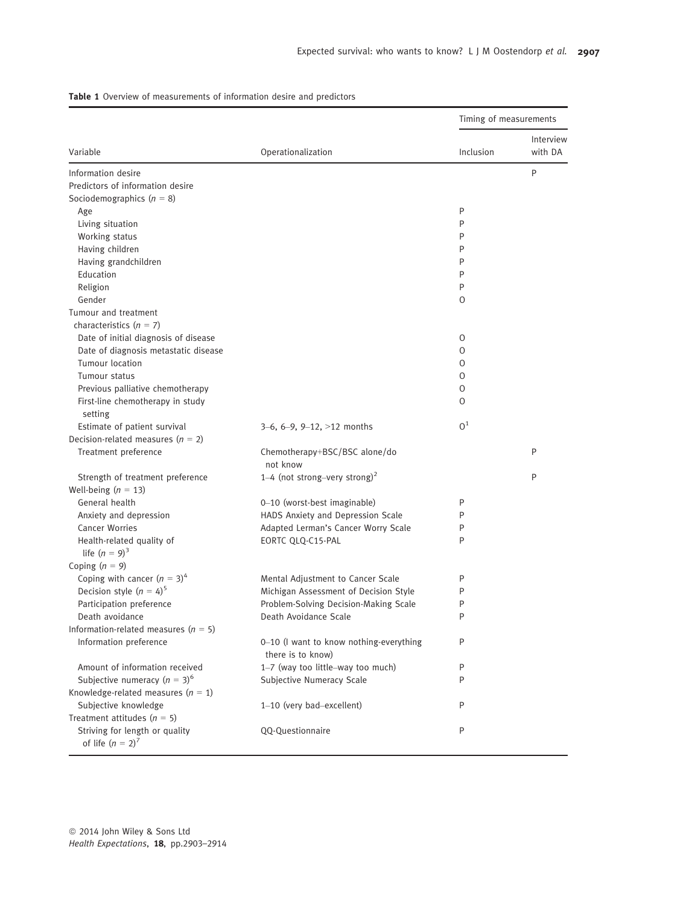**Table 1** Overview of measurements of information desire and predictors

| Variable | Operationalization | Timing of measurements | |
|---|---|---|---|
| | | Inclusion | Interview with DA |
| Information desire | | | P |
| Predictors of information desire | | | |
| Sociodemographics ($n$ = 8) | | | |
| Age | | P | |
| Living situation | | P | |
| Working status | | P | |
| Having children | | P | |
| Having grandchildren | | P | |
| Education | | P | |
| Religion | | P | |
| Gender | | O | |
| Tumour and treatment characteristics ($n$ = 7) | | | |
| Date of initial diagnosis of disease | | O | |
| Date of diagnosis metastatic disease | | O | |
| Tumour location | | O | |
| Tumour status | | O | |
| Previous palliative chemotherapy | | O | |
| First-line chemotherapy in study setting | | O | |
| Estimate of patient survival | 3–6, 6–9, 9–12, >12 months | O[1] | |
| Decision-related measures ($n$ = 2) | | | |
| Treatment preference | Chemotherapy+BSC/BSC alone/do not know | | P |
| Strength of treatment preference | 1–4 (not strong–very strong)[2] | | P |
| Well-being ($n$ = 13) | | | |
| General health | 0–10 (worst-best imaginable) | P | |
| Anxiety and depression | HADS Anxiety and Depression Scale | P | |
| Cancer Worries | Adapted Lerman's Cancer Worry Scale | P | |
| Health-related quality of life ($n$ = 9)[3] | EORTC QLQ-C15-PAL | P | |
| Coping ($n$ = 9) | | | |
| Coping with cancer ($n$ = 3)[4] | Mental Adjustment to Cancer Scale | P | |
| Decision style ($n$ = 4)[5] | Michigan Assessment of Decision Style | P | |
| Participation preference | Problem-Solving Decision-Making Scale | P | |
| Death avoidance | Death Avoidance Scale | P | |
| Information-related measures ($n$ = 5) | | | |
| Information preference | 0–10 (I want to know nothing-everything there is to know) | P | |
| Amount of information received | 1–7 (way too little–way too much) | P | |
| Subjective numeracy ($n$ = 3)[6] | Subjective Numeracy Scale | P | |
| Knowledge-related measures ($n$ = 1) | | | |
| Subjective knowledge | 1–10 (very bad–excellent) | P | |
| Treatment attitudes ($n$ = 5) | | | |
| Striving for length or quality of life ($n$ = 2)[7] | QQ-Questionnaire | P | |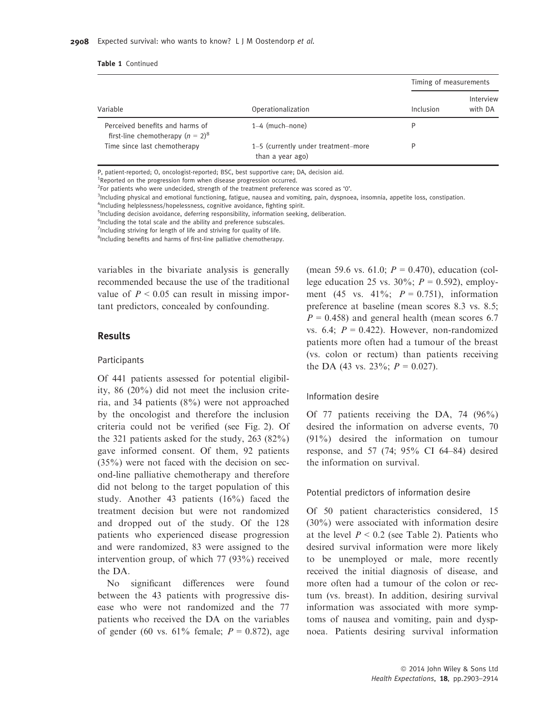**Table 1** Continued

| Variable | Operationalization | Timing of measurements | |
|---|---|---|---|
| | | Inclusion | Interview with DA |
| Perceived benefits and harms of first-line chemotherapy ($n = 2$)[8] | 1–4 (much–none) | P | |
| Time since last chemotherapy | 1–5 (currently under treatment–more than a year ago) | P | |

P, patient-reported; O, oncologist-reported; BSC, best supportive care; DA, decision aid.
[1]Reported on the progression form when disease progression occurred.
[2]For patients who were undecided, strength of the treatment preference was scored as '0'.
[3]Including physical and emotional functioning, fatigue, nausea and vomiting, pain, dyspnoea, insomnia, appetite loss, constipation.
[4]Including helplessness/hopelessness, cognitive avoidance, fighting spirit.
[5]Including decision avoidance, deferring responsibility, information seeking, deliberation.
[6]Including the total scale and the ability and preference subscales.
[7]Including striving for length of life and striving for quality of life.
[8]Including benefits and harms of first-line palliative chemotherapy.

variables in the bivariate analysis is generally recommended because the use of the traditional value of $P < 0.05$ can result in missing important predictors, concealed by confounding.

## Results

### Participants

Of 441 patients assessed for potential eligibility, 86 (20%) did not meet the inclusion criteria, and 34 patients (8%) were not approached by the oncologist and therefore the inclusion criteria could not be verified (see Fig. 2). Of the 321 patients asked for the study, 263 (82%) gave informed consent. Of them, 92 patients (35%) were not faced with the decision on second-line palliative chemotherapy and therefore did not belong to the target population of this study. Another 43 patients (16%) faced the treatment decision but were not randomized and dropped out of the study. Of the 128 patients who experienced disease progression and were randomized, 83 were assigned to the intervention group, of which 77 (93%) received the DA.

No significant differences were found between the 43 patients with progressive disease who were not randomized and the 77 patients who received the DA on the variables of gender (60 vs. 61% female; $P = 0.872$), age (mean 59.6 vs. 61.0; $P = 0.470$), education (college education 25 vs. 30%; $P = 0.592$), employment (45 vs. 41%; $P = 0.751$), information preference at baseline (mean scores 8.3 vs. 8.5; $P = 0.458$) and general health (mean scores 6.7 vs. 6.4; $P = 0.422$). However, non-randomized patients more often had a tumour of the breast (vs. colon or rectum) than patients receiving the DA (43 vs. 23%; $P = 0.027$).

### Information desire

Of 77 patients receiving the DA, 74 (96%) desired the information on adverse events, 70 (91%) desired the information on tumour response, and 57 (74; 95% CI 64–84) desired the information on survival.

### Potential predictors of information desire

Of 50 patient characteristics considered, 15 (30%) were associated with information desire at the level $P < 0.2$ (see Table 2). Patients who desired survival information were more likely to be unemployed or male, more recently received the initial diagnosis of disease, and more often had a tumour of the colon or rectum (vs. breast). In addition, desiring survival information was associated with more symptoms of nausea and vomiting, pain and dyspnoea. Patients desiring survival information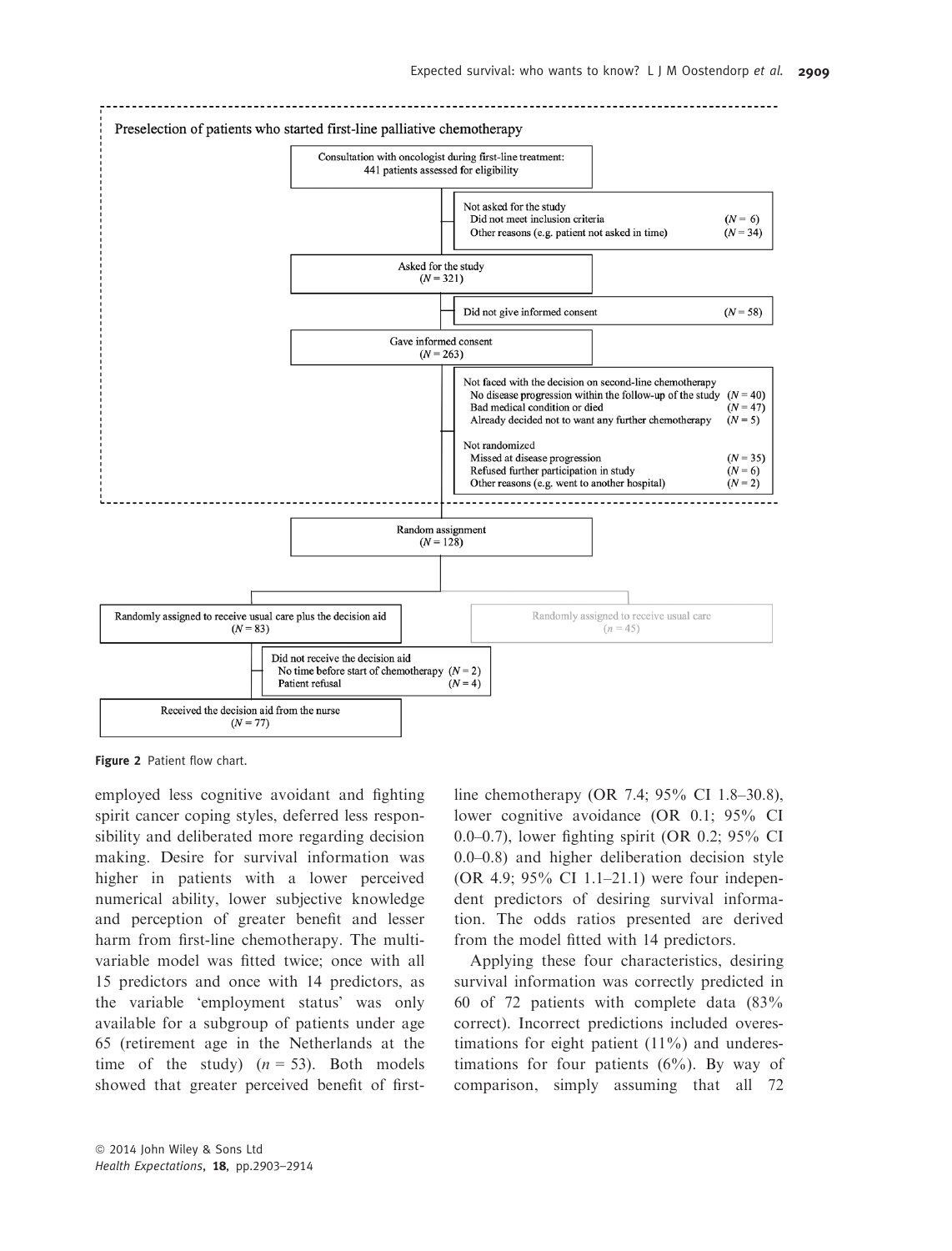Preselection of patients who started first-line palliative chemotherapy

Consultation with oncologist during first-line treatment: 441 patients assessed for eligibility

Not asked for the study
- Did not meet inclusion criteria (N = 6)
- Other reasons (e.g. patient not asked in time) (N = 34)

Asked for the study (N = 321)

Did not give informed consent (N = 58)

Gave informed consent (N = 263)

Not faced with the decision on second-line chemotherapy
- No disease progression within the follow-up of the study (N = 40)
- Bad medical condition or died (N = 47)
- Already decided not to want any further chemotherapy (N = 5)

Not randomized
- Missed at disease progression (N = 35)
- Refused further participation in study (N = 6)
- Other reasons (e.g. went to another hospital) (N = 2)

Random assignment (N = 128)

Randomly assigned to receive usual care plus the decision aid (N = 83)

Randomly assigned to receive usual care (n = 45)

Did not receive the decision aid
- No time before start of chemotherapy (N = 2)
- Patient refusal (N = 4)

Received the decision aid from the nurse (N = 77)

**Figure 2** Patient flow chart.

employed less cognitive avoidant and fighting spirit cancer coping styles, deferred less responsibility and deliberated more regarding decision making. Desire for survival information was higher in patients with a lower perceived numerical ability, lower subjective knowledge and perception of greater benefit and lesser harm from first-line chemotherapy. The multivariable model was fitted twice; once with all 15 predictors and once with 14 predictors, as the variable 'employment status' was only available for a subgroup of patients under age 65 (retirement age in the Netherlands at the time of the study) ($n = 53$). Both models showed that greater perceived benefit of first-line chemotherapy (OR 7.4; 95% CI 1.8–30.8), lower cognitive avoidance (OR 0.1; 95% CI 0.0–0.7), lower fighting spirit (OR 0.2; 95% CI 0.0–0.8) and higher deliberation decision style (OR 4.9; 95% CI 1.1–21.1) were four independent predictors of desiring survival information. The odds ratios presented are derived from the model fitted with 14 predictors.

Applying these four characteristics, desiring survival information was correctly predicted in 60 of 72 patients with complete data (83% correct). Incorrect predictions included overestimations for eight patient (11%) and underestimations for four patients (6%). By way of comparison, simply assuming that all 72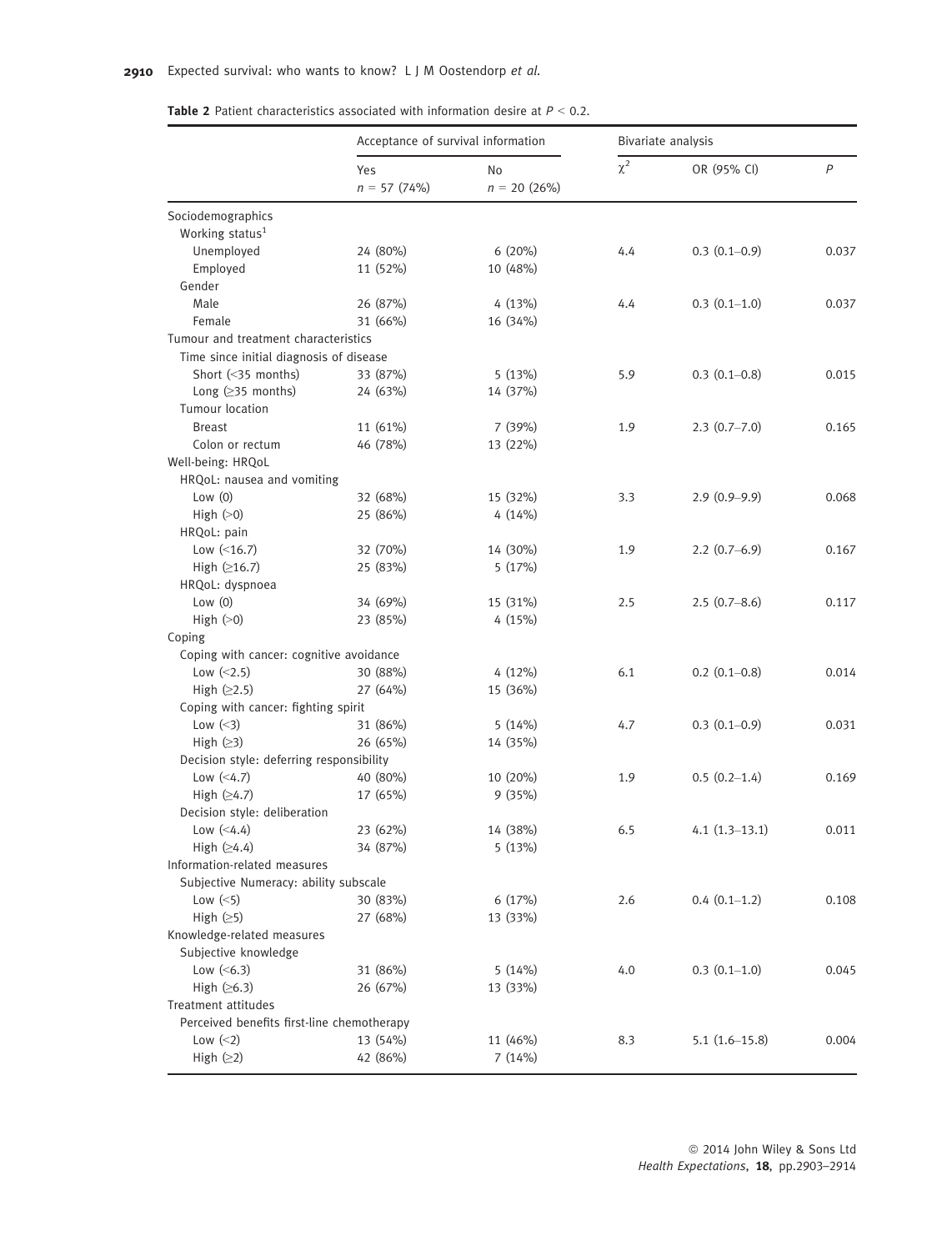**Table 2** Patient characteristics associated with information desire at $P < 0.2$.

| | Acceptance of survival information | | Bivariate analysis | | |
|---|---|---|---|---|---|
| | Yes $n = 57$ (74%) | No $n = 20$ (26%) | $\chi^2$ | OR (95% CI) | $P$ |
| Sociodemographics | | | | | |
| Working status[1] | | | | | |
| Unemployed | 24 (80%) | 6 (20%) | 4.4 | 0.3 (0.1–0.9) | 0.037 |
| Employed | 11 (52%) | 10 (48%) | | | |
| Gender | | | | | |
| Male | 26 (87%) | 4 (13%) | 4.4 | 0.3 (0.1–1.0) | 0.037 |
| Female | 31 (66%) | 16 (34%) | | | |
| Tumour and treatment characteristics | | | | | |
| Time since initial diagnosis of disease | | | | | |
| Short (<35 months) | 33 (87%) | 5 (13%) | 5.9 | 0.3 (0.1–0.8) | 0.015 |
| Long (≥35 months) | 24 (63%) | 14 (37%) | | | |
| Tumour location | | | | | |
| Breast | 11 (61%) | 7 (39%) | 1.9 | 2.3 (0.7–7.0) | 0.165 |
| Colon or rectum | 46 (78%) | 13 (22%) | | | |
| Well-being: HRQoL | | | | | |
| HRQoL: nausea and vomiting | | | | | |
| Low (0) | 32 (68%) | 15 (32%) | 3.3 | 2.9 (0.9–9.9) | 0.068 |
| High (>0) | 25 (86%) | 4 (14%) | | | |
| HRQoL: pain | | | | | |
| Low (<16.7) | 32 (70%) | 14 (30%) | 1.9 | 2.2 (0.7–6.9) | 0.167 |
| High (≥16.7) | 25 (83%) | 5 (17%) | | | |
| HRQoL: dyspnoea | | | | | |
| Low (0) | 34 (69%) | 15 (31%) | 2.5 | 2.5 (0.7–8.6) | 0.117 |
| High (>0) | 23 (85%) | 4 (15%) | | | |
| Coping | | | | | |
| Coping with cancer: cognitive avoidance | | | | | |
| Low (<2.5) | 30 (88%) | 4 (12%) | 6.1 | 0.2 (0.1–0.8) | 0.014 |
| High (≥2.5) | 27 (64%) | 15 (36%) | | | |
| Coping with cancer: fighting spirit | | | | | |
| Low (<3) | 31 (86%) | 5 (14%) | 4.7 | 0.3 (0.1–0.9) | 0.031 |
| High (≥3) | 26 (65%) | 14 (35%) | | | |
| Decision style: deferring responsibility | | | | | |
| Low (<4.7) | 40 (80%) | 10 (20%) | 1.9 | 0.5 (0.2–1.4) | 0.169 |
| High (≥4.7) | 17 (65%) | 9 (35%) | | | |
| Decision style: deliberation | | | | | |
| Low (<4.4) | 23 (62%) | 14 (38%) | 6.5 | 4.1 (1.3–13.1) | 0.011 |
| High (≥4.4) | 34 (87%) | 5 (13%) | | | |
| Information-related measures | | | | | |
| Subjective Numeracy: ability subscale | | | | | |
| Low (<5) | 30 (83%) | 6 (17%) | 2.6 | 0.4 (0.1–1.2) | 0.108 |
| High (≥5) | 27 (68%) | 13 (33%) | | | |
| Knowledge-related measures | | | | | |
| Subjective knowledge | | | | | |
| Low (<6.3) | 31 (86%) | 5 (14%) | 4.0 | 0.3 (0.1–1.0) | 0.045 |
| High (≥6.3) | 26 (67%) | 13 (33%) | | | |
| Treatment attitudes | | | | | |
| Perceived benefits first-line chemotherapy | | | | | |
| Low (<2) | 13 (54%) | 11 (46%) | 8.3 | 5.1 (1.6–15.8) | 0.004 |
| High (≥2) | 42 (86%) | 7 (14%) | | | |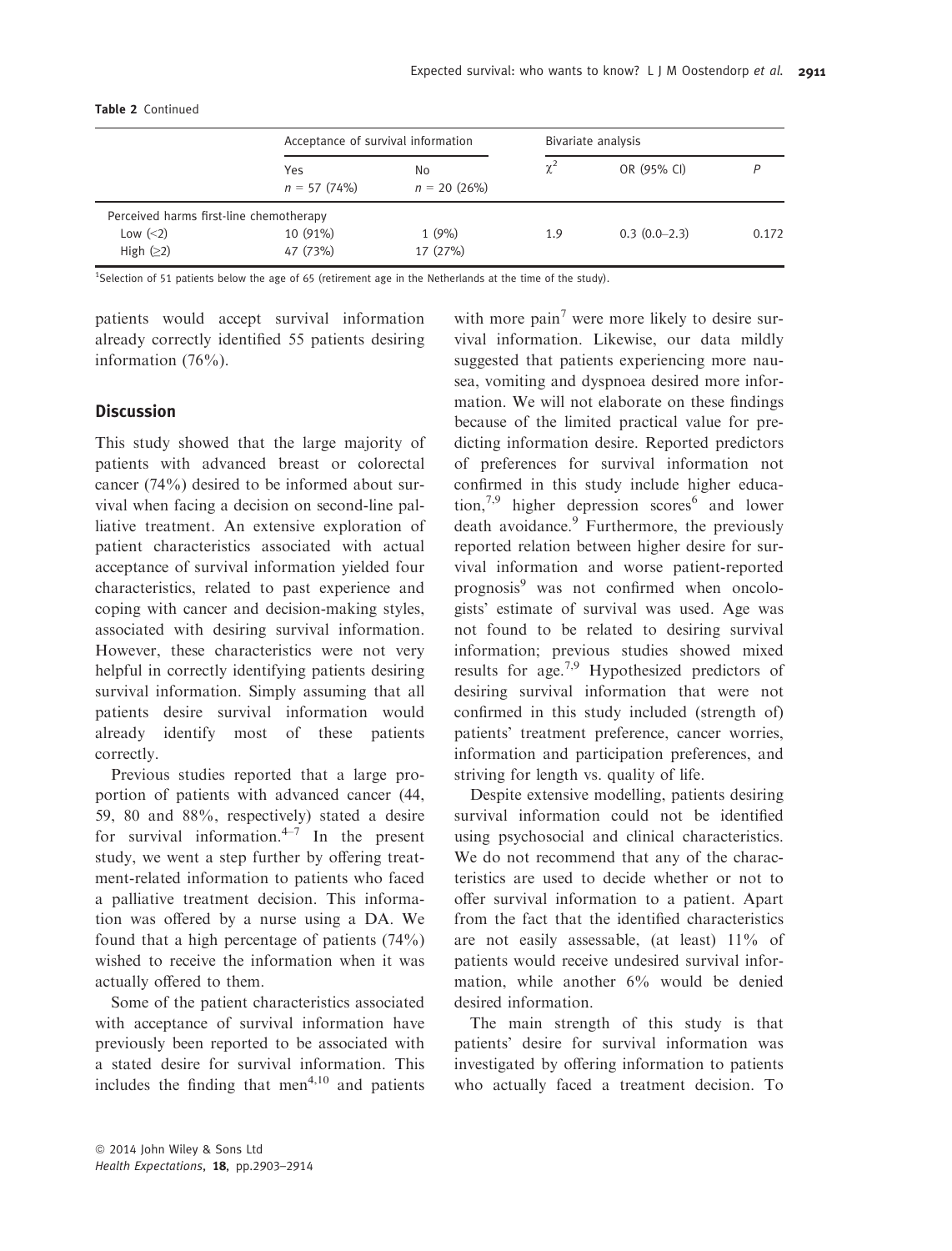**Table 2** Continued

| | Acceptance of survival information | | Bivariate analysis | | |
|---|---|---|---|---|---|
| | Yes $n = 57$ (74%) | No $n = 20$ (26%) | $\chi^2$ | OR (95% CI) | $P$ |
| Perceived harms first-line chemotherapy | | | | | |
| Low (<2) | 10 (91%) | 1 (9%) | 1.9 | 0.3 (0.0–2.3) | 0.172 |
| High (≥2) | 47 (73%) | 17 (27%) | | | |

[1]Selection of 51 patients below the age of 65 (retirement age in the Netherlands at the time of the study).

patients would accept survival information already correctly identified 55 patients desiring information (76%).

## Discussion

This study showed that the large majority of patients with advanced breast or colorectal cancer (74%) desired to be informed about survival when facing a decision on second-line palliative treatment. An extensive exploration of patient characteristics associated with actual acceptance of survival information yielded four characteristics, related to past experience and coping with cancer and decision-making styles, associated with desiring survival information. However, these characteristics were not very helpful in correctly identifying patients desiring survival information. Simply assuming that all patients desire survival information would already identify most of these patients correctly.

Previous studies reported that a large proportion of patients with advanced cancer (44, 59, 80 and 88%, respectively) stated a desire for survival information.[4–7] In the present study, we went a step further by offering treatment-related information to patients who faced a palliative treatment decision. This information was offered by a nurse using a DA. We found that a high percentage of patients (74%) wished to receive the information when it was actually offered to them.

Some of the patient characteristics associated with acceptance of survival information have previously been reported to be associated with a stated desire for survival information. This includes the finding that men[4,10] and patients with more pain[7] were more likely to desire survival information. Likewise, our data mildly suggested that patients experiencing more nausea, vomiting and dyspnoea desired more information. We will not elaborate on these findings because of the limited practical value for predicting information desire. Reported predictors of preferences for survival information not confirmed in this study include higher education,[7,9] higher depression scores[6] and lower death avoidance.[9] Furthermore, the previously reported relation between higher desire for survival information and worse patient-reported prognosis[9] was not confirmed when oncologists' estimate of survival was used. Age was not found to be related to desiring survival information; previous studies showed mixed results for age.[7,9] Hypothesized predictors of desiring survival information that were not confirmed in this study included (strength of) patients' treatment preference, cancer worries, information and participation preferences, and striving for length vs. quality of life.

Despite extensive modelling, patients desiring survival information could not be identified using psychosocial and clinical characteristics. We do not recommend that any of the characteristics are used to decide whether or not to offer survival information to a patient. Apart from the fact that the identified characteristics are not easily assessable, (at least) 11% of patients would receive undesired survival information, while another 6% would be denied desired information.

The main strength of this study is that patients' desire for survival information was investigated by offering information to patients who actually faced a treatment decision. To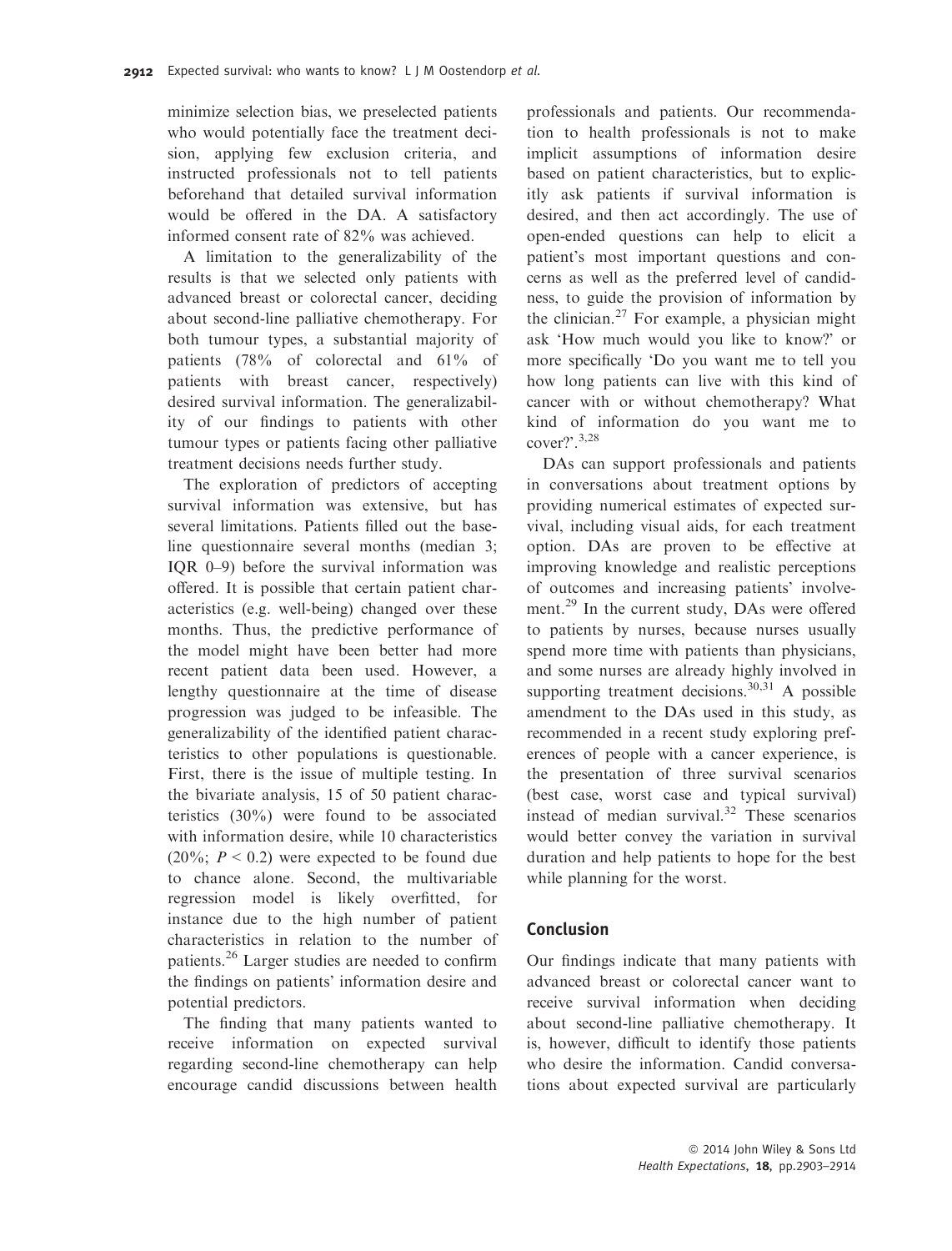minimize selection bias, we preselected patients who would potentially face the treatment decision, applying few exclusion criteria, and instructed professionals not to tell patients beforehand that detailed survival information would be offered in the DA. A satisfactory informed consent rate of 82% was achieved.

A limitation to the generalizability of the results is that we selected only patients with advanced breast or colorectal cancer, deciding about second-line palliative chemotherapy. For both tumour types, a substantial majority of patients (78% of colorectal and 61% of patients with breast cancer, respectively) desired survival information. The generalizability of our findings to patients with other tumour types or patients facing other palliative treatment decisions needs further study.

The exploration of predictors of accepting survival information was extensive, but has several limitations. Patients filled out the baseline questionnaire several months (median 3; IQR 0–9) before the survival information was offered. It is possible that certain patient characteristics (e.g. well-being) changed over these months. Thus, the predictive performance of the model might have been better had more recent patient data been used. However, a lengthy questionnaire at the time of disease progression was judged to be infeasible. The generalizability of the identified patient characteristics to other populations is questionable. First, there is the issue of multiple testing. In the bivariate analysis, 15 of 50 patient characteristics (30%) were found to be associated with information desire, while 10 characteristics (20%; $P < 0.2$) were expected to be found due to chance alone. Second, the multivariable regression model is likely overfitted, for instance due to the high number of patient characteristics in relation to the number of patients.[26] Larger studies are needed to confirm the findings on patients' information desire and potential predictors.

The finding that many patients wanted to receive information on expected survival regarding second-line chemotherapy can help encourage candid discussions between health professionals and patients. Our recommendation to health professionals is not to make implicit assumptions of information desire based on patient characteristics, but to explicitly ask patients if survival information is desired, and then act accordingly. The use of open-ended questions can help to elicit a patient's most important questions and concerns as well as the preferred level of candidness, to guide the provision of information by the clinician.[27] For example, a physician might ask 'How much would you like to know?' or more specifically 'Do you want me to tell you how long patients can live with this kind of cancer with or without chemotherapy? What kind of information do you want me to cover?'.[3,28]

DAs can support professionals and patients in conversations about treatment options by providing numerical estimates of expected survival, including visual aids, for each treatment option. DAs are proven to be effective at improving knowledge and realistic perceptions of outcomes and increasing patients' involvement.[29] In the current study, DAs were offered to patients by nurses, because nurses usually spend more time with patients than physicians, and some nurses are already highly involved in supporting treatment decisions.[30,31] A possible amendment to the DAs used in this study, as recommended in a recent study exploring preferences of people with a cancer experience, is the presentation of three survival scenarios (best case, worst case and typical survival) instead of median survival.[32] These scenarios would better convey the variation in survival duration and help patients to hope for the best while planning for the worst.

## Conclusion

Our findings indicate that many patients with advanced breast or colorectal cancer want to receive survival information when deciding about second-line palliative chemotherapy. It is, however, difficult to identify those patients who desire the information. Candid conversations about expected survival are particularly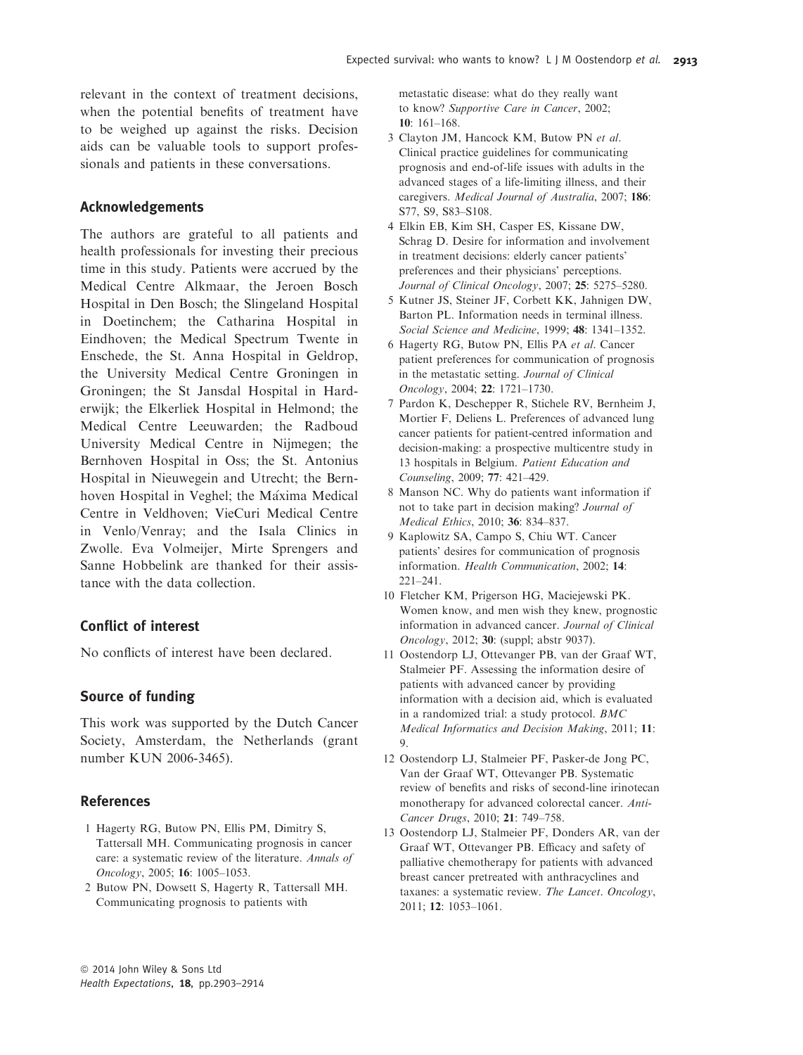relevant in the context of treatment decisions, when the potential benefits of treatment have to be weighed up against the risks. Decision aids can be valuable tools to support professionals and patients in these conversations.

## Acknowledgements

The authors are grateful to all patients and health professionals for investing their precious time in this study. Patients were accrued by the Medical Centre Alkmaar, the Jeroen Bosch Hospital in Den Bosch; the Slingeland Hospital in Doetinchem; the Catharina Hospital in Eindhoven; the Medical Spectrum Twente in Enschede, the St. Anna Hospital in Geldrop, the University Medical Centre Groningen in Groningen; the St Jansdal Hospital in Harderwijk; the Elkerliek Hospital in Helmond; the Medical Centre Leeuwarden; the Radboud University Medical Centre in Nijmegen; the Bernhoven Hospital in Oss; the St. Antonius Hospital in Nieuwegein and Utrecht; the Bernhoven Hospital in Veghel; the Máxima Medical Centre in Veldhoven; VieCuri Medical Centre in Venlo/Venray; and the Isala Clinics in Zwolle. Eva Volmeijer, Mirte Sprengers and Sanne Hobbelink are thanked for their assistance with the data collection.

## Conflict of interest

No conflicts of interest have been declared.

## Source of funding

This work was supported by the Dutch Cancer Society, Amsterdam, the Netherlands (grant number KUN 2006-3465).

## References

1 Hagerty RG, Butow PN, Ellis PM, Dimitry S, Tattersall MH. Communicating prognosis in cancer care: a systematic review of the literature. *Annals of Oncology*, 2005; **16**: 1005–1053.

2 Butow PN, Dowsett S, Hagerty R, Tattersall MH. Communicating prognosis to patients with metastatic disease: what do they really want to know? *Supportive Care in Cancer*, 2002; **10**: 161–168.

3 Clayton JM, Hancock KM, Butow PN *et al*. Clinical practice guidelines for communicating prognosis and end-of-life issues with adults in the advanced stages of a life-limiting illness, and their caregivers. *Medical Journal of Australia*, 2007; **186**: S77, S9, S83–S108.

4 Elkin EB, Kim SH, Casper ES, Kissane DW, Schrag D. Desire for information and involvement in treatment decisions: elderly cancer patients' preferences and their physicians' perceptions. *Journal of Clinical Oncology*, 2007; **25**: 5275–5280.

5 Kutner JS, Steiner JF, Corbett KK, Jahnigen DW, Barton PL. Information needs in terminal illness. *Social Science and Medicine*, 1999; **48**: 1341–1352.

6 Hagerty RG, Butow PN, Ellis PA *et al*. Cancer patient preferences for communication of prognosis in the metastatic setting. *Journal of Clinical Oncology*, 2004; **22**: 1721–1730.

7 Pardon K, Deschepper R, Stichele RV, Bernheim J, Mortier F, Deliens L. Preferences of advanced lung cancer patients for patient-centred information and decision-making: a prospective multicentre study in 13 hospitals in Belgium. *Patient Education and Counseling*, 2009; **77**: 421–429.

8 Manson NC. Why do patients want information if not to take part in decision making? *Journal of Medical Ethics*, 2010; **36**: 834–837.

9 Kaplowitz SA, Campo S, Chiu WT. Cancer patients' desires for communication of prognosis information. *Health Communication*, 2002; **14**: 221–241.

10 Fletcher KM, Prigerson HG, Maciejewski PK. Women know, and men wish they knew, prognostic information in advanced cancer. *Journal of Clinical Oncology*, 2012; **30**: (suppl; abstr 9037).

11 Oostendorp LJ, Ottevanger PB, van der Graaf WT, Stalmeier PF. Assessing the information desire of patients with advanced cancer by providing information with a decision aid, which is evaluated in a randomized trial: a study protocol. *BMC Medical Informatics and Decision Making*, 2011; **11**: 9.

12 Oostendorp LJ, Stalmeier PF, Pasker-de Jong PC, Van der Graaf WT, Ottevanger PB. Systematic review of benefits and risks of second-line irinotecan monotherapy for advanced colorectal cancer. *Anti-Cancer Drugs*, 2010; **21**: 749–758.

13 Oostendorp LJ, Stalmeier PF, Donders AR, van der Graaf WT, Ottevanger PB. Efficacy and safety of palliative chemotherapy for patients with advanced breast cancer pretreated with anthracyclines and taxanes: a systematic review. *The Lancet. Oncology*, 2011; **12**: 1053–1061.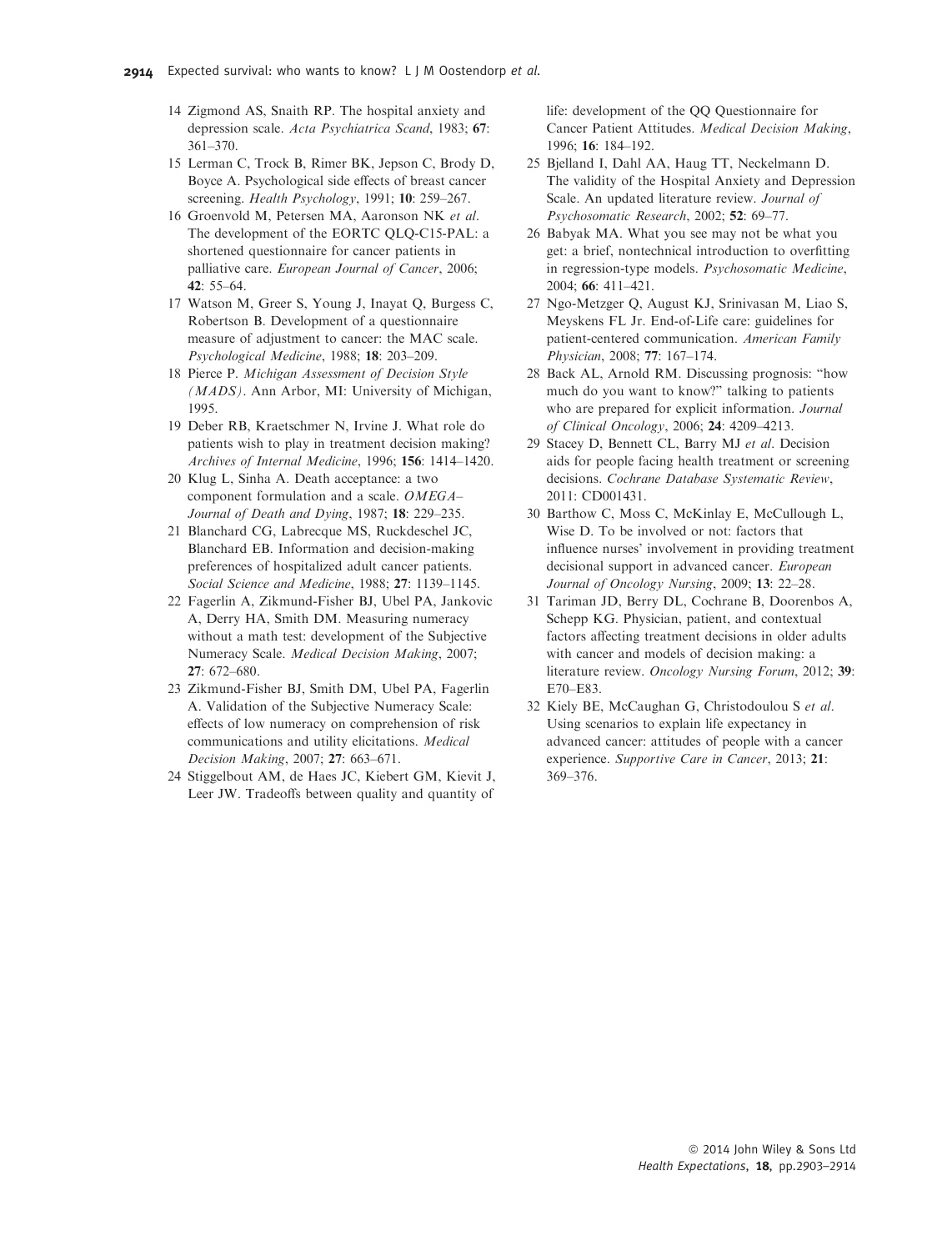14 Zigmond AS, Snaith RP. The hospital anxiety and depression scale. *Acta Psychiatrica Scand*, 1983; **67**: 361–370.

15 Lerman C, Trock B, Rimer BK, Jepson C, Brody D, Boyce A. Psychological side effects of breast cancer screening. *Health Psychology*, 1991; **10**: 259–267.

16 Groenvold M, Petersen MA, Aaronson NK *et al*. The development of the EORTC QLQ-C15-PAL: a shortened questionnaire for cancer patients in palliative care. *European Journal of Cancer*, 2006; **42**: 55–64.

17 Watson M, Greer S, Young J, Inayat Q, Burgess C, Robertson B. Development of a questionnaire measure of adjustment to cancer: the MAC scale. *Psychological Medicine*, 1988; **18**: 203–209.

18 Pierce P. *Michigan Assessment of Decision Style (MADS)*. Ann Arbor, MI: University of Michigan, 1995.

19 Deber RB, Kraetschmer N, Irvine J. What role do patients wish to play in treatment decision making? *Archives of Internal Medicine*, 1996; **156**: 1414–1420.

20 Klug L, Sinha A. Death acceptance: a two component formulation and a scale. *OMEGA–Journal of Death and Dying*, 1987; **18**: 229–235.

21 Blanchard CG, Labrecque MS, Ruckdeschel JC, Blanchard EB. Information and decision-making preferences of hospitalized adult cancer patients. *Social Science and Medicine*, 1988; **27**: 1139–1145.

22 Fagerlin A, Zikmund-Fisher BJ, Ubel PA, Jankovic A, Derry HA, Smith DM. Measuring numeracy without a math test: development of the Subjective Numeracy Scale. *Medical Decision Making*, 2007; **27**: 672–680.

23 Zikmund-Fisher BJ, Smith DM, Ubel PA, Fagerlin A. Validation of the Subjective Numeracy Scale: effects of low numeracy on comprehension of risk communications and utility elicitations. *Medical Decision Making*, 2007; **27**: 663–671.

24 Stiggelbout AM, de Haes JC, Kiebert GM, Kievit J, Leer JW. Tradeoffs between quality and quantity of life: development of the QQ Questionnaire for Cancer Patient Attitudes. *Medical Decision Making*, 1996; **16**: 184–192.

25 Bjelland I, Dahl AA, Haug TT, Neckelmann D. The validity of the Hospital Anxiety and Depression Scale. An updated literature review. *Journal of Psychosomatic Research*, 2002; **52**: 69–77.

26 Babyak MA. What you see may not be what you get: a brief, nontechnical introduction to overfitting in regression-type models. *Psychosomatic Medicine*, 2004; **66**: 411–421.

27 Ngo-Metzger Q, August KJ, Srinivasan M, Liao S, Meyskens FL Jr. End-of-Life care: guidelines for patient-centered communication. *American Family Physician*, 2008; **77**: 167–174.

28 Back AL, Arnold RM. Discussing prognosis: "how much do you want to know?" talking to patients who are prepared for explicit information. *Journal of Clinical Oncology*, 2006; **24**: 4209–4213.

29 Stacey D, Bennett CL, Barry MJ *et al*. Decision aids for people facing health treatment or screening decisions. *Cochrane Database Systematic Review*, 2011: CD001431.

30 Barthow C, Moss C, McKinlay E, McCullough L, Wise D. To be involved or not: factors that influence nurses' involvement in providing treatment decisional support in advanced cancer. *European Journal of Oncology Nursing*, 2009; **13**: 22–28.

31 Tariman JD, Berry DL, Cochrane B, Doorenbos A, Schepp KG. Physician, patient, and contextual factors affecting treatment decisions in older adults with cancer and models of decision making: a literature review. *Oncology Nursing Forum*, 2012; **39**: E70–E83.

32 Kiely BE, McCaughan G, Christodoulou S *et al*. Using scenarios to explain life expectancy in advanced cancer: attitudes of people with a cancer experience. *Supportive Care in Cancer*, 2013; **21**: 369–376.